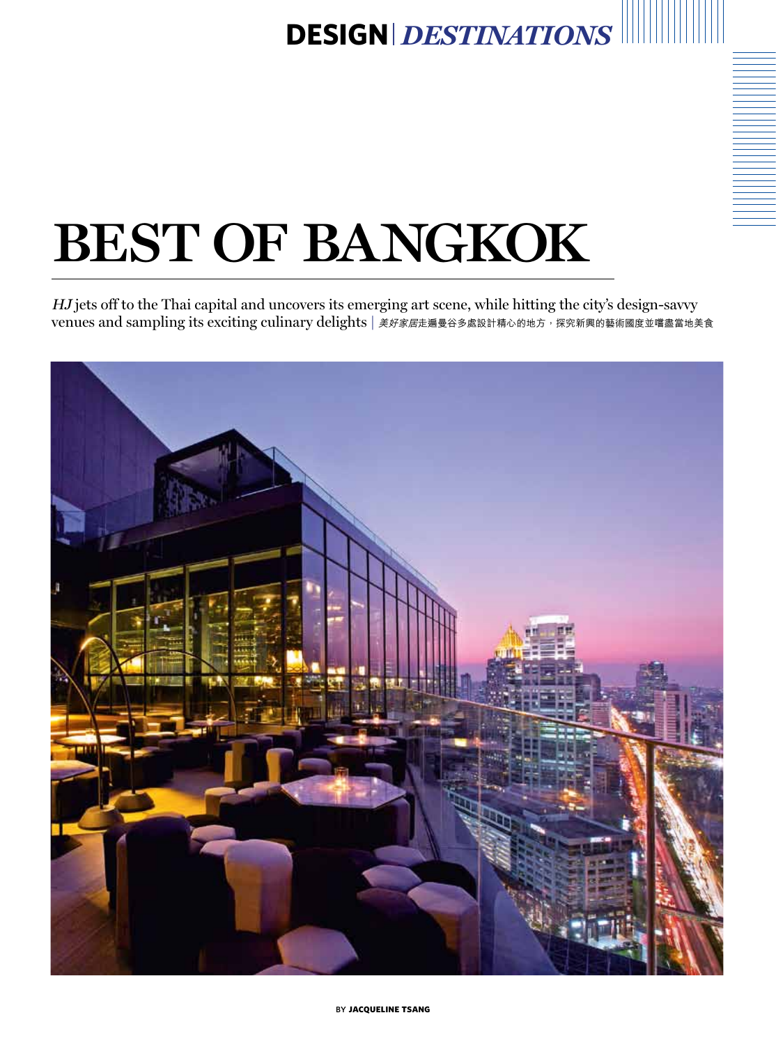DESIGN | *DESTINATIONS*

# BEST OF BANGKOK

*HJ* jets off to the Thai capital and uncovers its emerging art scene, while hitting the city's design-savvy venues and sampling its exciting culinary delights | *美好家居*走遍曼谷多處設計精心的地方，探究新興的藝術國度並嚐盡當地美食

BY **JACQUELINE TSANG**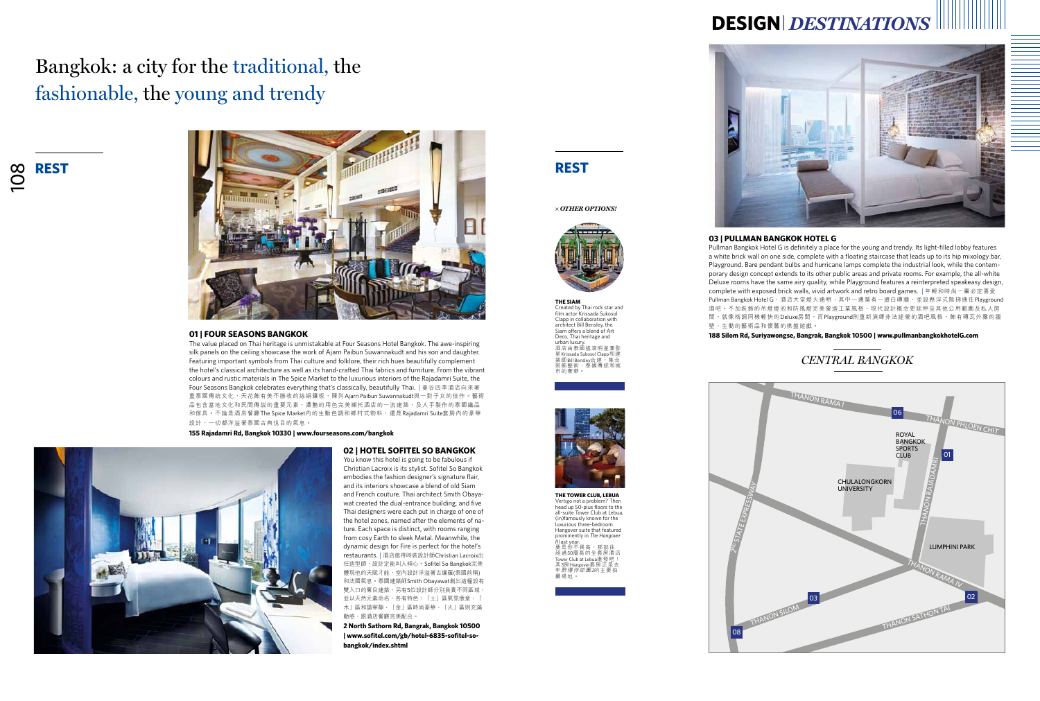# DESIGN | *DESTINATIONS*

# Bangkok: a city for the traditional, the fashionable, the young and trendy

## REST

### 01 | FOUR SEASONS BANGKOK

The value placed on Thai heritage is unmistakable at Four Seasons Hotel Bangkok. The awe-inspiring silk panels on the ceiling showcase the work of Ajarn Paibun Suwannakudt and his son and daughter. Featuring important symbols from Thai culture and folklore, their rich hues beautifully complement the hotel's classical architecture as well as its hand-crafted Thai fabrics and furniture. From the vibrant colours and rustic materials in The Spice Market to the luxurious interiors of the Rajadamri Suite, the Four Seasons Bangkok celebrates everything that's classically, beautifully Thai. | 曼谷四季酒店向來著重泰國傳統文化，天花飾有美不勝收的絲綢鑲板，陳列Ajarn Paibun Suwannakudt與一對子女的佳作。藝術品包含當地文化和民間傳說的重要元素，濃艷的用色完美襯托酒店的一流建築，及人手製作的泰國織品和傢具。不論是酒店餐廳The Spice Market內的生動色調和鄉村式物料，還是Rajadamri Suite套房內的豪華設計，一切都洋溢著泰國古典悅目的氣息。

**155 Rajadamri Rd, Bangkok 10330 | www.fourseasons.com/bangkok**

### 02 | HOTEL SOFITEL SO BANGKOK

You know this hotel is going to be fabulous if Christian Lacroix is its stylist. Sofitel So Bangkok embodies the fashion designer's signature flair, and its interiors showcase a blend of old Siam and French couture. Thai architect Smith Obayawat created the dual-entrance building, and five Thai designers were each put in charge of one of the hotel zones, named after the elements of nature. Each space is distinct, with rooms ranging from cosy Earth to sleek Metal. Meanwhile, the dynamic design for Fire is perfect for the hotel's restaurants. | 酒店邀得時裝設計師Christian Lacroix出任造型師，設計定能叫人傾心。Sofitel So Bangkok完美體現他的天賦才能，室內設計洋溢著古暹羅(泰國前稱)和法國氣息。泰國建築師Smith Obayawat創出這幢設有雙入口的奪目建築，另有5位設計師分別負責不同區域，並以天然元素命名，各有特色：「土」區氣氛愜意，「木」區和諧寧靜，「金」區時尚豪華，「火」區則充滿動感，跟酒店餐廳完美配合。

**2 North Sathorn Rd, Bangrak, Bangkok 10500 | www.sofitel.com/gb/hotel-6835-sofitel-so-bangkok/index.shtml**

## REST

*× OTHER OPTIONS!*

**THE SIAM**
Created by Thai rock star and film actor Krissada Sukosol Clapp in collaboration with architect Bill Bensley, the Siam offers a blend of Art Deco, Thai heritage and urban luxury.
酒店由泰國搖滾明星兼影星Krissada Sukosol Clapp和建築師Bill Bensley合建，集合裝飾藝術、泰國傳統和城市的奢華。

**THE TOWER CLUB, LEBUA**
Vertigo not a problem? Then head up 50-plus floors to the all-suite Tower Club at Lebua, (in)famously known for the luxurious three-bedroom Hangover suite that featured prominently in *The Hangover II* last year.
要是你不畏高，那就往超過50層高的全套房酒店Tower Club at Lebua進發吧！其3房Hangover套房正是去年*醉爆伴郎團2*的主要拍攝場地。

### 03 | PULLMAN BANGKOK HOTEL G

Pullman Bangkok Hotel G is definitely a place for the young and trendy. Its light-filled lobby features a white brick wall on one side, complete with a floating staircase that leads up to its hip mixology bar, Playground. Bare pendant bulbs and hurricane lamps complete the industrial look, while the contemporary design concept extends to its other public areas and private rooms. For example, the all-white Deluxe rooms have the same airy quality, while Playground features a reinterpreted speakeasy design, complete with exposed brick walls, vivid artwork and retro board games. | 年輕和時尚一輩必定喜愛Pullman Bangkok Hotel G。酒店大堂燈火通明，其中一邊築有一道白磚牆，並設懸浮式階梯通往Playground酒吧。不加裝飾的吊燈燈泡和防風燈完美營造工業風格，現代設計概念更延伸至其他公用範圍及私人房間。就像格調同樣輕快的Deluxe房間，而Playground則重新演繹非法經營的酒吧風格，飾有磚瓦外露的牆壁、生動的藝術品和懷舊的棋盤遊戲。

**188 Silom Rd, Suriyawongse, Bangrak, Bangkok 10500 | www.pullmanbangkokhotelG.com**

*CENTRAL BANGKOK*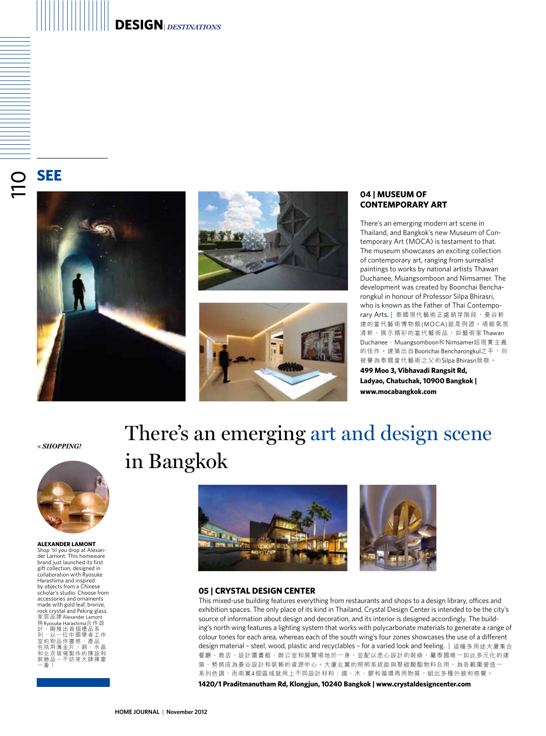## SEE

### 04 | MUSEUM OF CONTEMPORARY ART

There's an emerging modern art scene in Thailand, and Bangkok's new Museum of Contemporary Art (MOCA) is testament to that. The museum showcases an exciting collection of contemporary art, ranging from surrealist paintings to works by national artists Thawan Duchanee, Muangsomboon and Nimsamer. The development was created by Boonchai Bencharongkul in honour of Professor Silpa Bhirasri, who is known as the Father of Thai Contemporary Arts. | 泰國現代藝術正處萌芽階段，曼谷新建的當代藝術博物館(MOCA)就是例證。場館氣氛清新，展示精彩的當代藝術品，如藝術家Thawan Duchanee、Muangsomboon和Nimsamer超現實主義的佳作。建築出自Boonchai Bencharongkul之手，向被譽為泰國當代藝術之父的Silpa Bhirasri致敬。

**499 Moo 3, Vibhavadi Rangsit Rd, Ladyao, Chatuchak, 10900 Bangkok | www.mocabangkok.com**

# There's an emerging art and design scene in Bangkok

*× SHOPPING!*

**ALEXANDER LAMONT**
Shop 'til you drop at Alexander Lamont. This homeware brand just launched its first gift collection, designed in collaboration with Ryosuke Harashima and inspired by objects from a Chinese scholar's studio. Choose from accessories and ornaments made with gold leaf, bronze, rock crystal and Peking glass. 家居品牌Alexander Lamont與Ryosuke Harashima合作設計，剛推出首個禮品系列，以一位中國學者工作室的物品作靈感，產品包括用薄金片、銅、水晶和北京玻璃製作的陳設和裝飾品。不妨來大肆揮霍一番！

### 05 | CRYSTAL DESIGN CENTER

This mixed-use building features everything from restaurants and shops to a design library, offices and exhibition spaces. The only place of its kind in Thailand, Crystal Design Center is intended to be the city's source of information about design and decoration, and its interior is designed accordingly. The building's north wing features a lighting system that works with polycarbonate materials to generate a range of colour tones for each area, whereas each of the south wing's four zones showcases the use of a different design material – steel, wood, plastic and recyclables – for a varied look and feeling. | 這幢多用途大廈集合餐廳、商店、設計圖書館、辦公室和展覽場地於一身，並配以悉心設計的裝修，屬泰國唯一如此多元化的建築，勢將成為曼谷設計和裝飾的資源中心。大廈北翼的照明系統能與聚碳酸酯物料合用，為各範圍營造一系列色調，而南翼4個區域就用上不同設計材料：鐵、木、膠和循環再用物質，組出多種外貌和感覺。

**1420/1 Praditmanutham Rd, Klongjun, 10240 Bangkok | www.crystaldesigncenter.com**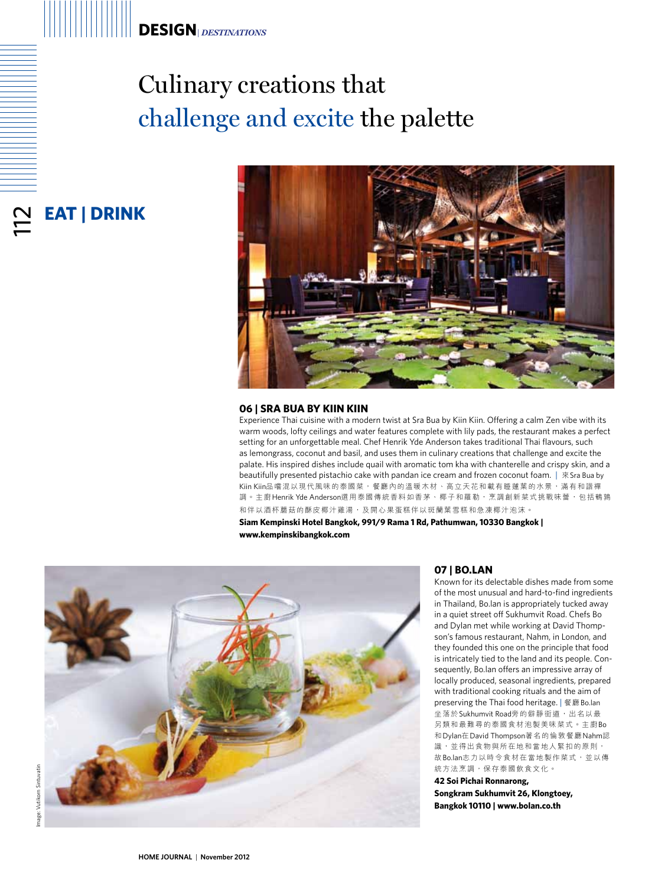# Culinary creations that challenge and excite the palette

## EAT | DRINK

### 06 | SRA BUA BY KIIN KIIN

Experience Thai cuisine with a modern twist at Sra Bua by Kiin Kiin. Offering a calm Zen vibe with its warm woods, lofty ceilings and water features complete with lily pads, the restaurant makes a perfect setting for an unforgettable meal. Chef Henrik Yde Anderson takes traditional Thai flavours, such as lemongrass, coconut and basil, and uses them in culinary creations that challenge and excite the palate. His inspired dishes include quail with aromatic tom kha with chanterelle and crispy skin, and a beautifully presented pistachio cake with pandan ice cream and frozen coconut foam. | 來Sra Bua by Kiin Kiin品嚐混以現代風味的泰國菜，餐廳內的溫暖木材、高立天花和載有睡蓮葉的水景，滿有和諧禪調。主廚Henrik Yde Anderson選用泰國傳統香料如香茅、椰子和羅勒，烹調創新菜式挑戰味蕾，包括鵪鶉和伴以酒杯蘑菇的酥皮椰汁雞湯，及開心果蛋糕伴以斑蘭葉雪糕和急凍椰汁泡沫。

**Siam Kempinski Hotel Bangkok, 991/9 Rama 1 Rd, Pathumwan, 10330 Bangkok | www.kempinskibangkok.com**

### 07 | BO.LAN

Known for its delectable dishes made from some of the most unusual and hard-to-find ingredients in Thailand, Bo.lan is appropriately tucked away in a quiet street off Sukhumvit Road. Chefs Bo and Dylan met while working at David Thompson's famous restaurant, Nahm, in London, and they founded this one on the principle that food is intricately tied to the land and its people. Consequently, Bo.lan offers an impressive array of locally produced, seasonal ingredients, prepared with traditional cooking rituals and the aim of preserving the Thai food heritage. | 餐廳Bo.lan坐落於Sukhumvit Road旁的僻靜街道，出名以最另類和最難尋的泰國食材泡製美味菜式。主廚Bo和Dylan在David Thompson著名的倫敦餐廳Nahm認識，並得出食物與所在地和當地人緊扣的原則，故Bo.lan志力以時令食材在當地製作菜式，並以傳統方法烹調，保存泰國飲食文化。

**42 Soi Pichai Ronnarong, Songkram Sukhumvit 26, Klongtoey, Bangkok 10110 | www.bolan.co.th**

Image: Vutikorn Sintuvatin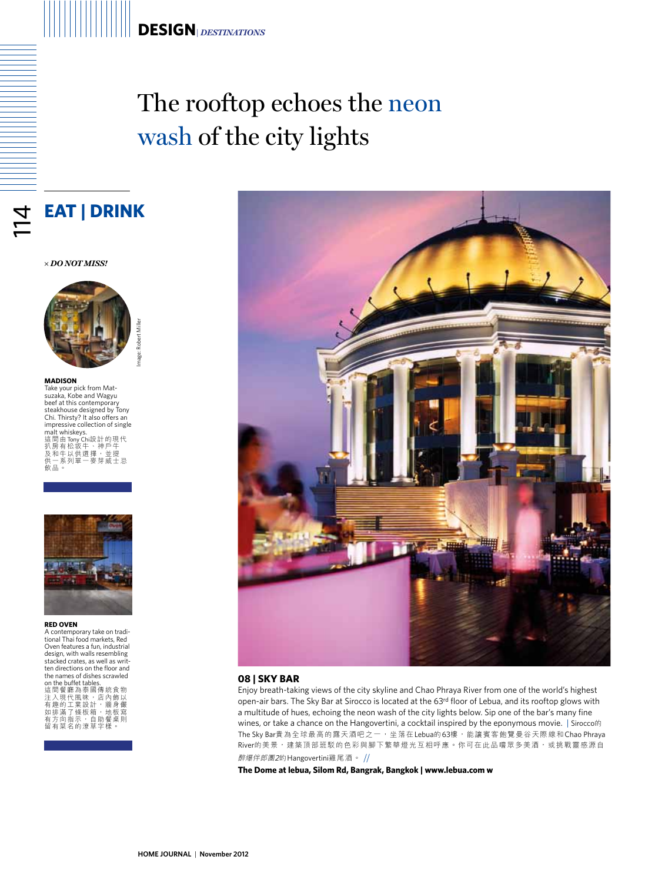# The rooftop echoes the neon wash of the city lights

## EAT | DRINK

*× DO NOT MISS!*

Image: Robert Miller

**MADISON**
Take your pick from Matsuzaka, Kobe and Wagyu beef at this contemporary steakhouse designed by Tony Chi. Thirsty? It also offers an impressive collection of single malt whiskeys.
這間由Tony Chi設計的現代扒房有松坂牛、神戶牛及和牛以供選擇，並提供一系列單一麥芽威士忌飲品。

**RED OVEN**
A contemporary take on traditional Thai food markets, Red Oven features a fun, industrial design, with walls resembling stacked crates, as well as written directions on the floor and the names of dishes scrawled on the buffet tables.
這間餐廳為泰國傳統食物注入現代風味，店內飾以有趣的工業設計，牆身儼如排滿了條板箱，地板寫有方向指示，自助餐桌則留有菜名的潦草字樣。

### 08 | SKY BAR

Enjoy breath-taking views of the city skyline and Chao Phraya River from one of the world's highest open-air bars. The Sky Bar at Sirocco is located at the 63rd floor of Lebua, and its rooftop glows with a multitude of hues, echoing the neon wash of the city lights below. Sip one of the bar's many fine wines, or take a chance on the Hangovertini, a cocktail inspired by the eponymous movie. | Sirocco的The Sky Bar貴為全球最高的露天酒吧之一，坐落在Lebua的63樓，能讓賓客飽覽曼谷天際線和Chao Phraya River的美景，建築頂部斑駁的色彩與腳下繁華燈光互相呼應。你可在此品嚐眾多美酒，或挑戰靈感源自*醉爆伴郎團2*的Hangovertini雞尾酒。 //

**The Dome at lebua, Silom Rd, Bangrak, Bangkok | www.lebua.com w**